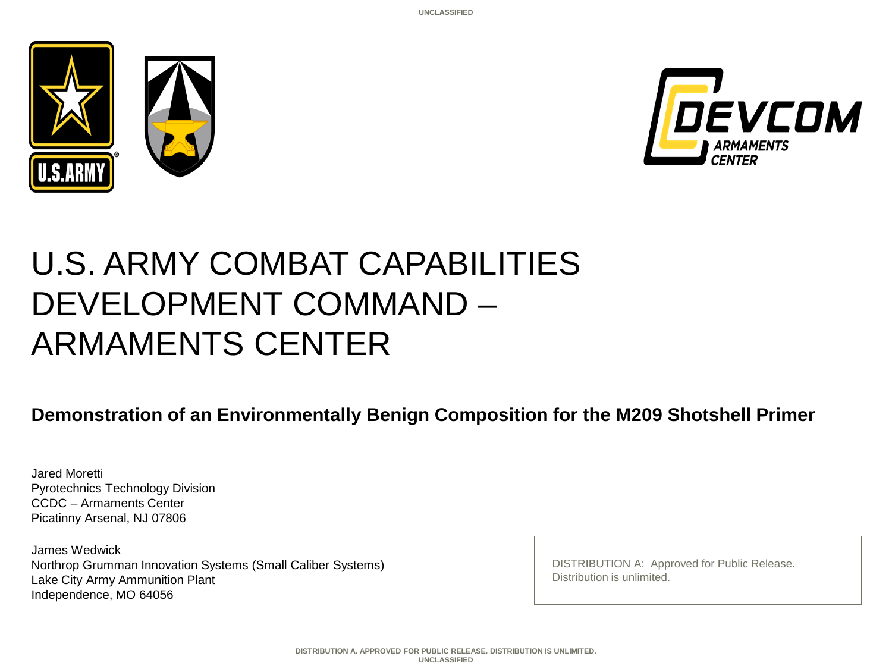# U.S. ARMY COMBAT CAPABILITIES DEVELOPMENT COMMAND – ARMAMENTS CENTER

**Demonstration of an Environmentally Benign Composition for the M209 Shotshell Primer**

Jared Moretti
Pyrotechnics Technology Division
CCDC – Armaments Center
Picatinny Arsenal, NJ 07806

James Wedwick
Northrop Grumman Innovation Systems (Small Caliber Systems)
Lake City Army Ammunition Plant
Independence, MO 64056

DISTRIBUTION A: Approved for Public Release. Distribution is unlimited.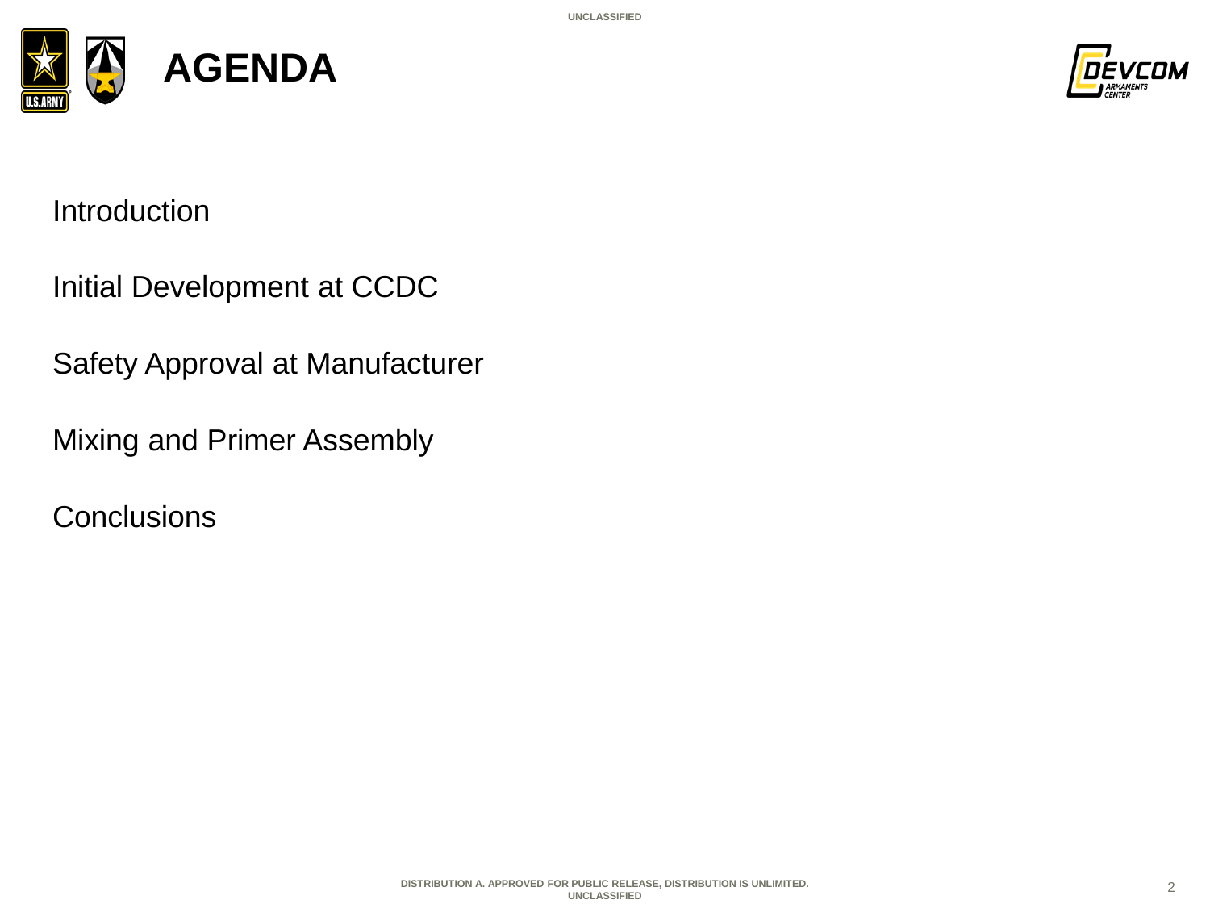# AGENDA

Introduction

Initial Development at CCDC

Safety Approval at Manufacturer

Mixing and Primer Assembly

Conclusions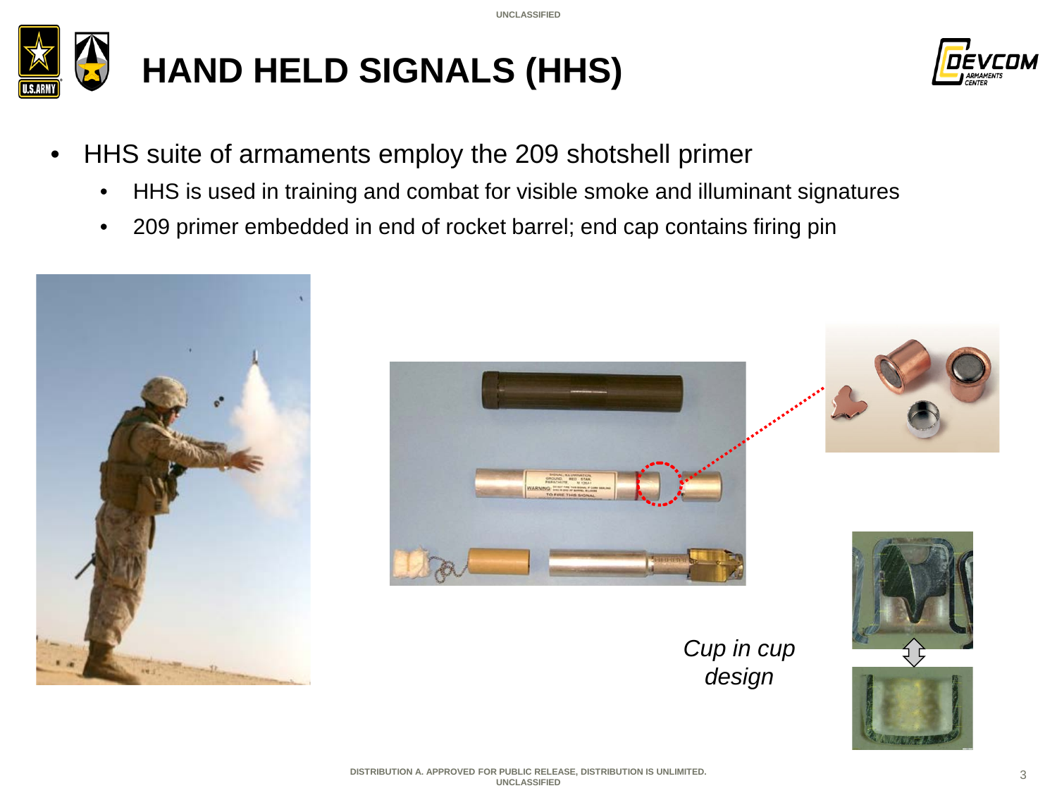# HAND HELD SIGNALS (HHS)

- HHS suite of armaments employ the 209 shotshell primer
  - HHS is used in training and combat for visible smoke and illuminant signatures
  - 209 primer embedded in end of rocket barrel; end cap contains firing pin

*Cup in cup design*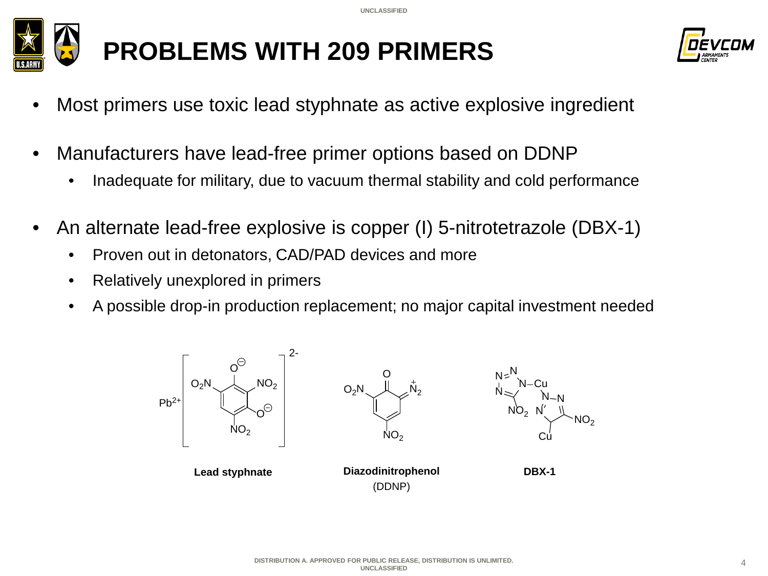# PROBLEMS WITH 209 PRIMERS

- Most primers use toxic lead styphnate as active explosive ingredient
- Manufacturers have lead-free primer options based on DDNP
  - Inadequate for military, due to vacuum thermal stability and cold performance
- An alternate lead-free explosive is copper (I) 5-nitrotetrazole (DBX-1)
  - Proven out in detonators, CAD/PAD devices and more
  - Relatively unexplored in primers
  - A possible drop-in production replacement; no major capital investment needed

**Lead styphnate**

**Diazodinitrophenol** (DDNP)

**DBX-1**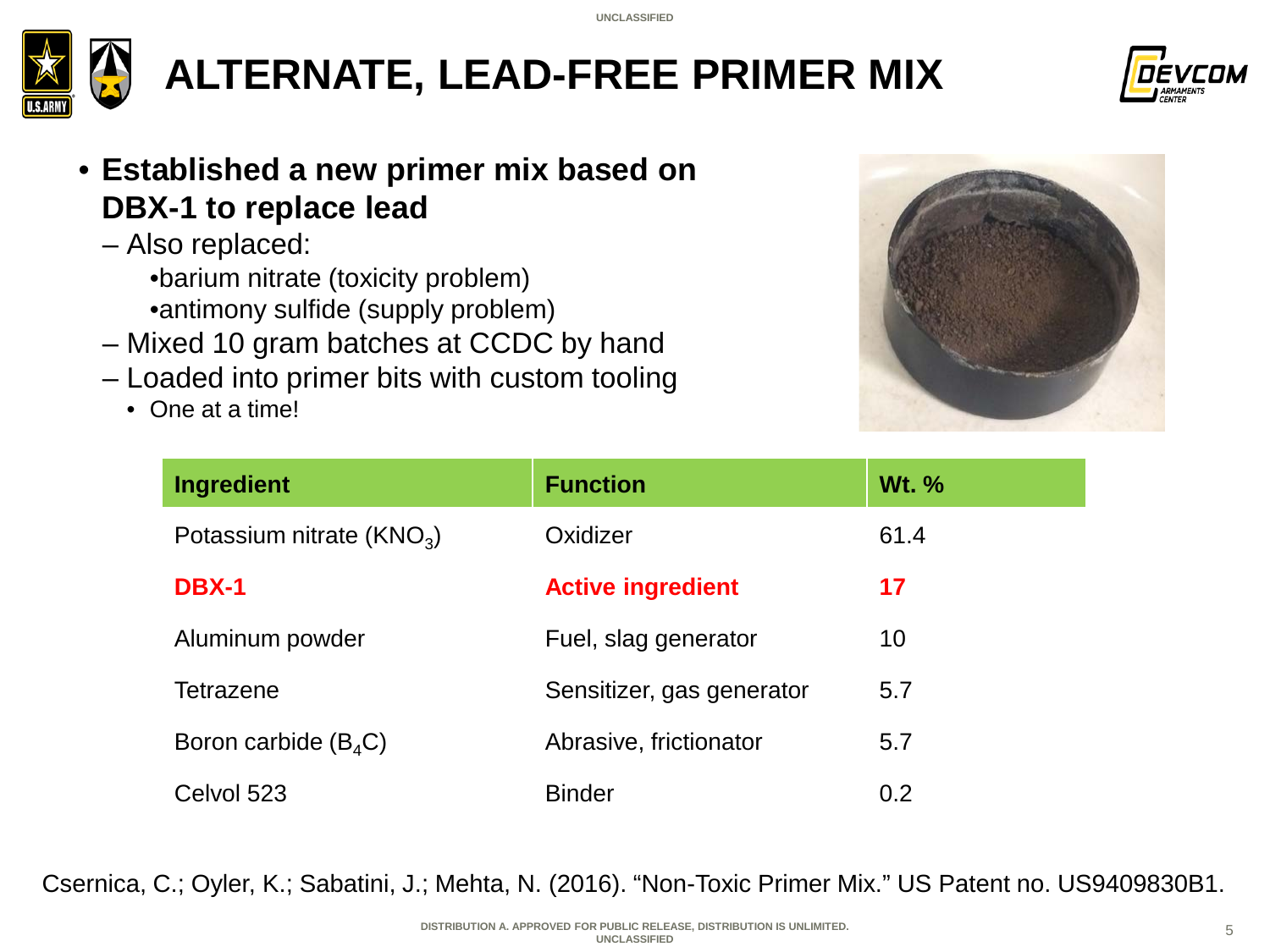# ALTERNATE, LEAD-FREE PRIMER MIX

- **Established a new primer mix based on DBX-1 to replace lead**
  - Also replaced:
    - barium nitrate (toxicity problem)
    - antimony sulfide (supply problem)
  - Mixed 10 gram batches at CCDC by hand
  - Loaded into primer bits with custom tooling
    - One at a time!

| Ingredient | Function | Wt. % |
|---|---|---|
| Potassium nitrate ($KNO_3$) | Oxidizer | 61.4 |
| **DBX-1** | **Active ingredient** | **17** |
| Aluminum powder | Fuel, slag generator | 10 |
| Tetrazene | Sensitizer, gas generator | 5.7 |
| Boron carbide ($B_4C$) | Abrasive, frictionator | 5.7 |
| Celvol 523 | Binder | 0.2 |

Csernica, C.; Oyler, K.; Sabatini, J.; Mehta, N. (2016). "Non-Toxic Primer Mix." US Patent no. US9409830B1.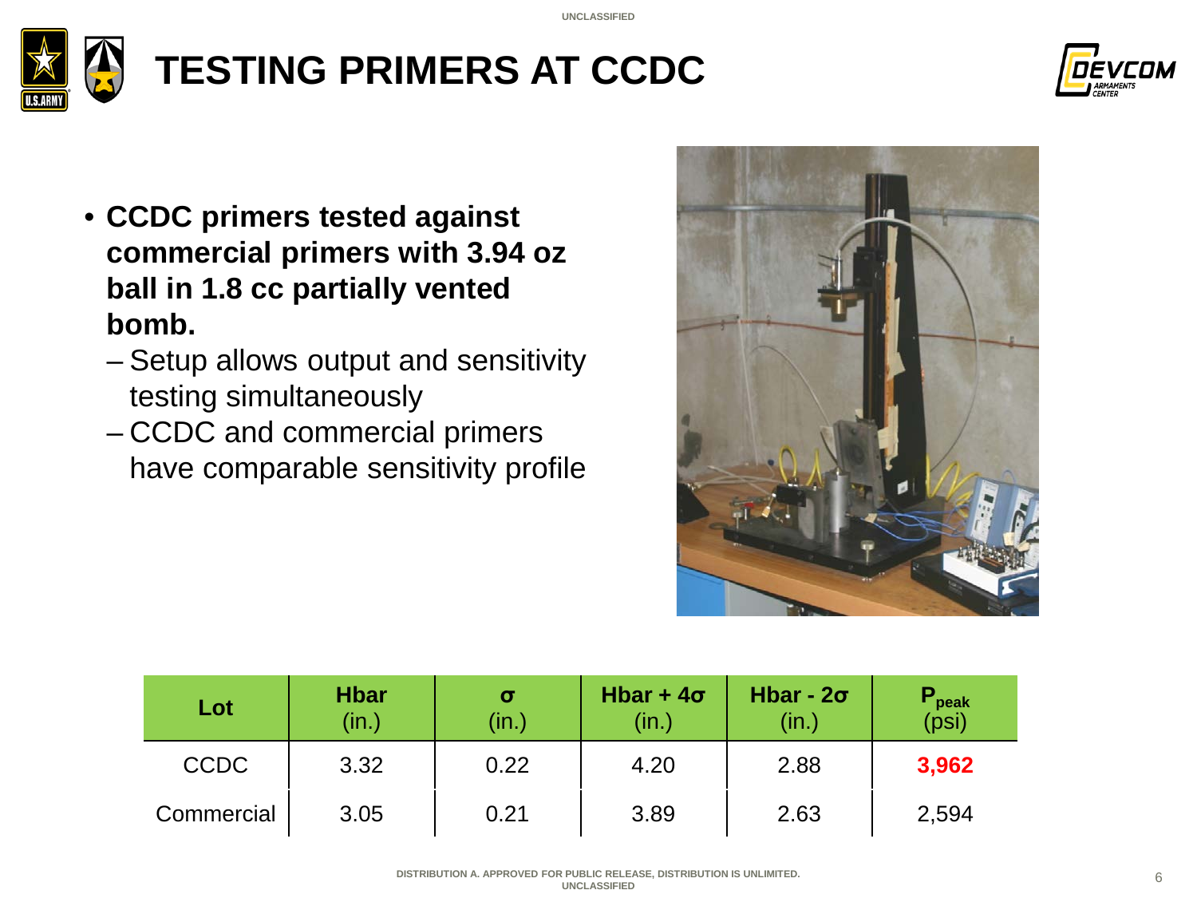# TESTING PRIMERS AT CCDC

- **CCDC primers tested against commercial primers with 3.94 oz ball in 1.8 cc partially vented bomb.**
  - Setup allows output and sensitivity testing simultaneously
  - CCDC and commercial primers have comparable sensitivity profile

| Lot | Hbar (in.) | σ (in.) | Hbar + 4σ (in.) | Hbar - 2σ (in.) | $P_{peak}$ (psi) |
|---|---|---|---|---|---|
| CCDC | 3.32 | 0.22 | 4.20 | 2.88 | **3,962** |
| Commercial | 3.05 | 0.21 | 3.89 | 2.63 | 2,594 |

DISTRIBUTION A. APPROVED FOR PUBLIC RELEASE, DISTRIBUTION IS UNLIMITED.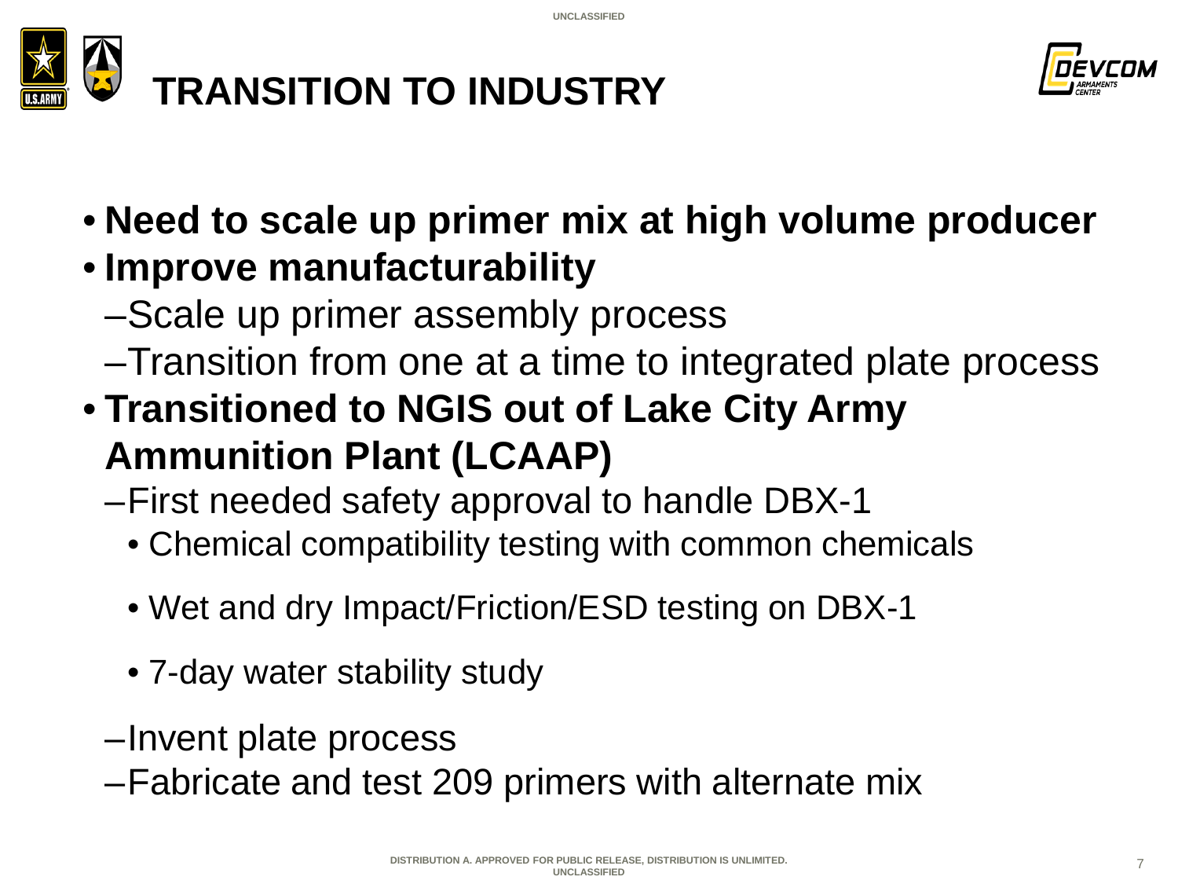# TRANSITION TO INDUSTRY

- **Need to scale up primer mix at high volume producer**
- **Improve manufacturability**
  - Scale up primer assembly process
  - Transition from one at a time to integrated plate process
- **Transitioned to NGIS out of Lake City Army Ammunition Plant (LCAAP)**
  - First needed safety approval to handle DBX-1
    - Chemical compatibility testing with common chemicals
    - Wet and dry Impact/Friction/ESD testing on DBX-1
    - 7-day water stability study
  - Invent plate process
  - Fabricate and test 209 primers with alternate mix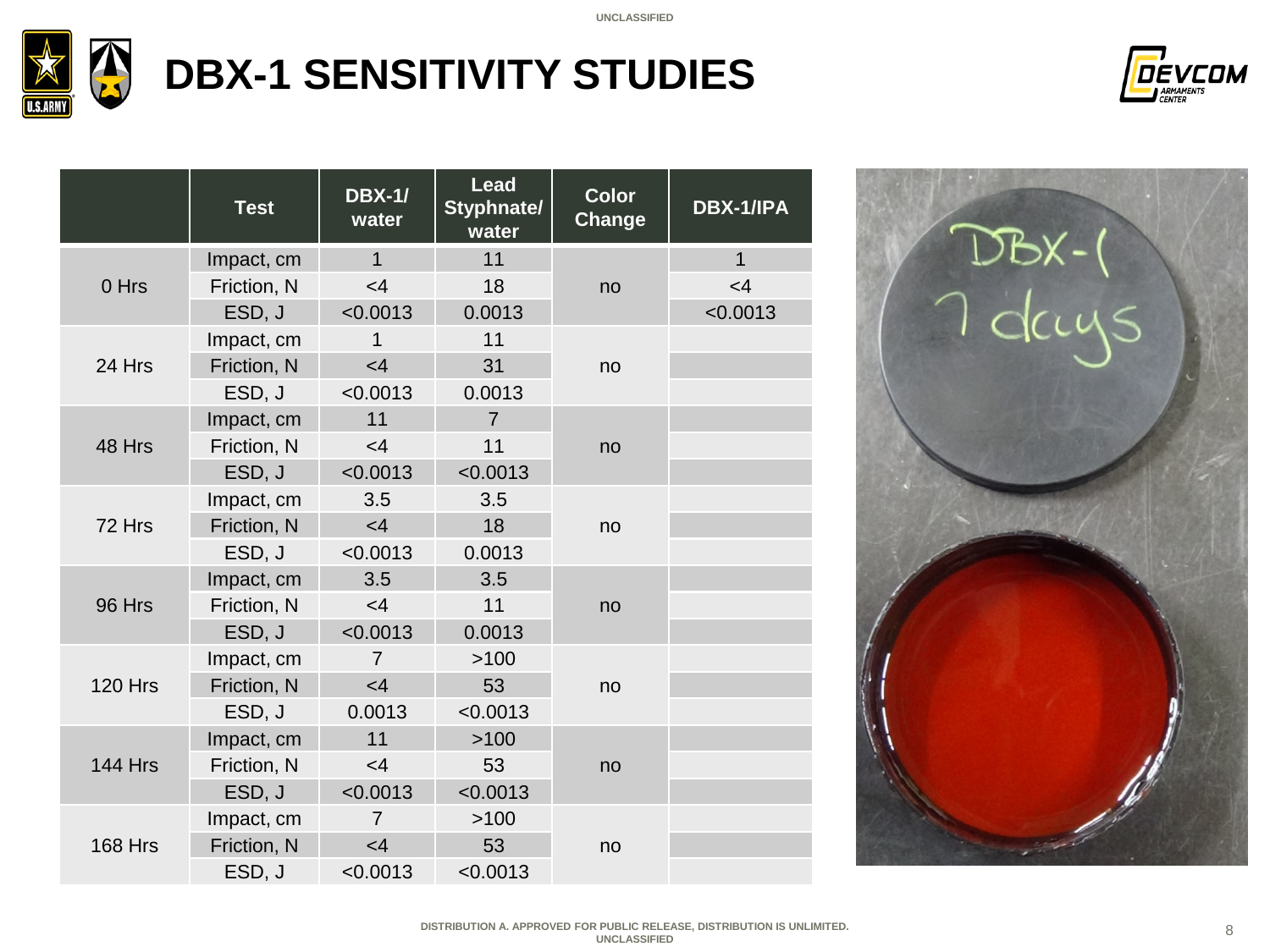UNCLASSIFIED

# DBX-1 SENSITIVITY STUDIES

| | Test | DBX-1/ water | Lead Styphnate/ water | Color Change | DBX-1/IPA |
|---|---|---|---|---|---|
| 0 Hrs | Impact, cm | 1 | 11 | no | 1 |
| | Friction, N | <4 | 18 | | <4 |
| | ESD, J | <0.0013 | 0.0013 | | <0.0013 |
| 24 Hrs | Impact, cm | 1 | 11 | no | |
| | Friction, N | <4 | 31 | | |
| | ESD, J | <0.0013 | 0.0013 | | |
| 48 Hrs | Impact, cm | 11 | 7 | no | |
| | Friction, N | <4 | 11 | | |
| | ESD, J | <0.0013 | <0.0013 | | |
| 72 Hrs | Impact, cm | 3.5 | 3.5 | no | |
| | Friction, N | <4 | 18 | | |
| | ESD, J | <0.0013 | 0.0013 | | |
| 96 Hrs | Impact, cm | 3.5 | 3.5 | no | |
| | Friction, N | <4 | 11 | | |
| | ESD, J | <0.0013 | 0.0013 | | |
| 120 Hrs | Impact, cm | 7 | >100 | no | |
| | Friction, N | <4 | 53 | | |
| | ESD, J | 0.0013 | <0.0013 | | |
| 144 Hrs | Impact, cm | 11 | >100 | no | |
| | Friction, N | <4 | 53 | | |
| | ESD, J | <0.0013 | <0.0013 | | |
| 168 Hrs | Impact, cm | 7 | >100 | no | |
| | Friction, N | <4 | 53 | | |
| | ESD, J | <0.0013 | <0.0013 | | |

DISTRIBUTION A. APPROVED FOR PUBLIC RELEASE, DISTRIBUTION IS UNLIMITED.
UNCLASSIFIED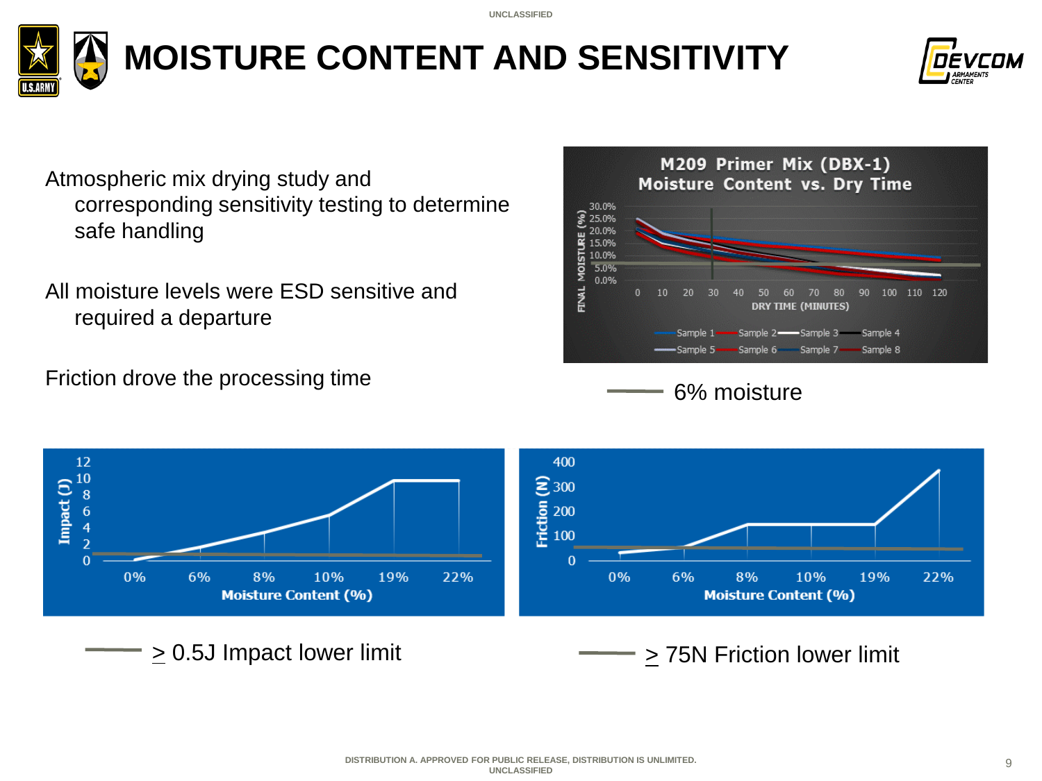# MOISTURE CONTENT AND SENSITIVITY

Atmospheric mix drying study and corresponding sensitivity testing to determine safe handling

All moisture levels were ESD sensitive and required a departure

Friction drove the processing time

**M209 Primer Mix (DBX-1) Moisture Content vs. Dry Time**

FINAL MOISTURE (%): 0.0%, 5.0%, 10.0%, 15.0%, 20.0%, 25.0%, 30.0%

DRY TIME (MINUTES): 0, 10, 20, 30, 40, 50, 60, 70, 80, 90, 100, 110, 120

Sample 1, Sample 2, Sample 3, Sample 4, Sample 5, Sample 6, Sample 7, Sample 8

6% moisture

Impact (J): 0, 2, 4, 6, 8, 10, 12

Moisture Content (%): 0%, 6%, 8%, 10%, 19%, 22%

$\geq$ 0.5J Impact lower limit

Friction (N): 0, 100, 200, 300, 400

Moisture Content (%): 0%, 6%, 8%, 10%, 19%, 22%

$\geq$ 75N Friction lower limit

DISTRIBUTION A. APPROVED FOR PUBLIC RELEASE, DISTRIBUTION IS UNLIMITED.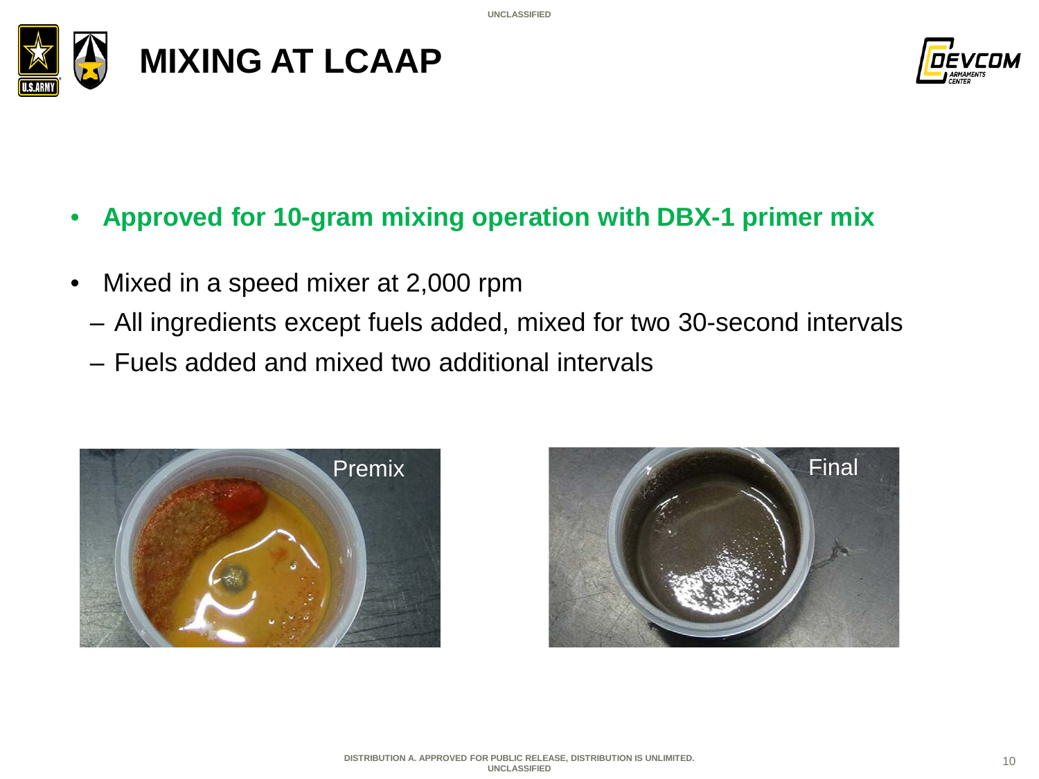# MIXING AT LCAAP

- **Approved for 10-gram mixing operation with DBX-1 primer mix**
- Mixed in a speed mixer at 2,000 rpm
  - All ingredients except fuels added, mixed for two 30-second intervals
  - Fuels added and mixed two additional intervals

Premix

Final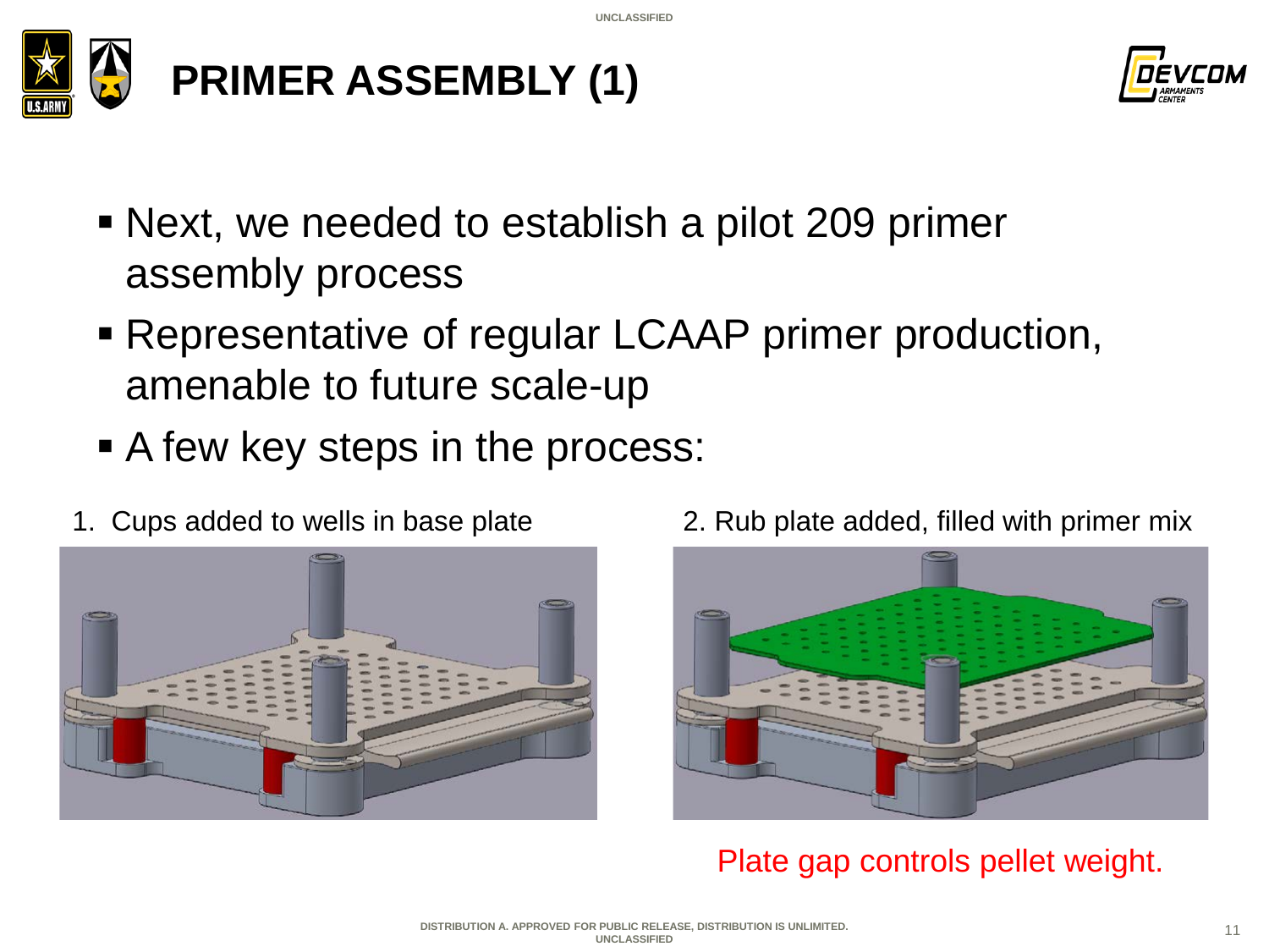# PRIMER ASSEMBLY (1)

- Next, we needed to establish a pilot 209 primer assembly process
- Representative of regular LCAAP primer production, amenable to future scale-up
- A few key steps in the process:

1. Cups added to wells in base plate

2. Rub plate added, filled with primer mix

Plate gap controls pellet weight.

DISTRIBUTION A. APPROVED FOR PUBLIC RELEASE, DISTRIBUTION IS UNLIMITED.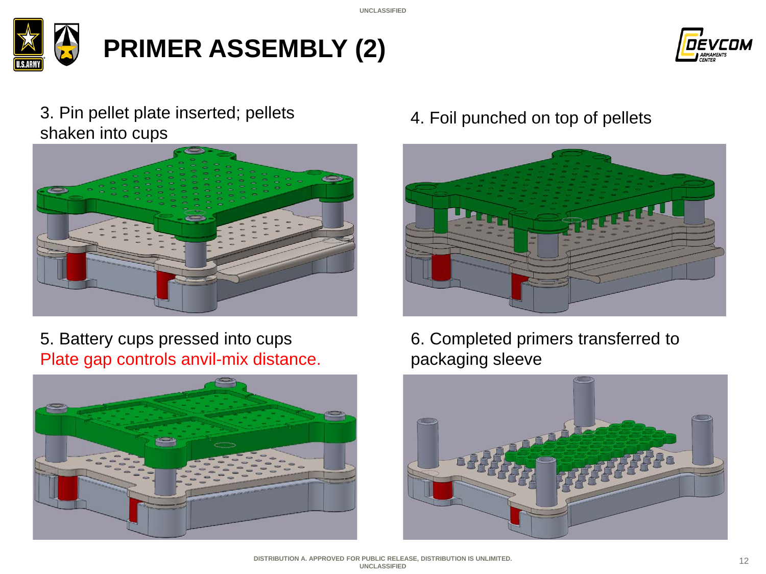# PRIMER ASSEMBLY (2)

3. Pin pellet plate inserted; pellets shaken into cups

4. Foil punched on top of pellets

5. Battery cups pressed into cups
Plate gap controls anvil-mix distance.

6. Completed primers transferred to packaging sleeve

DISTRIBUTION A. APPROVED FOR PUBLIC RELEASE, DISTRIBUTION IS UNLIMITED.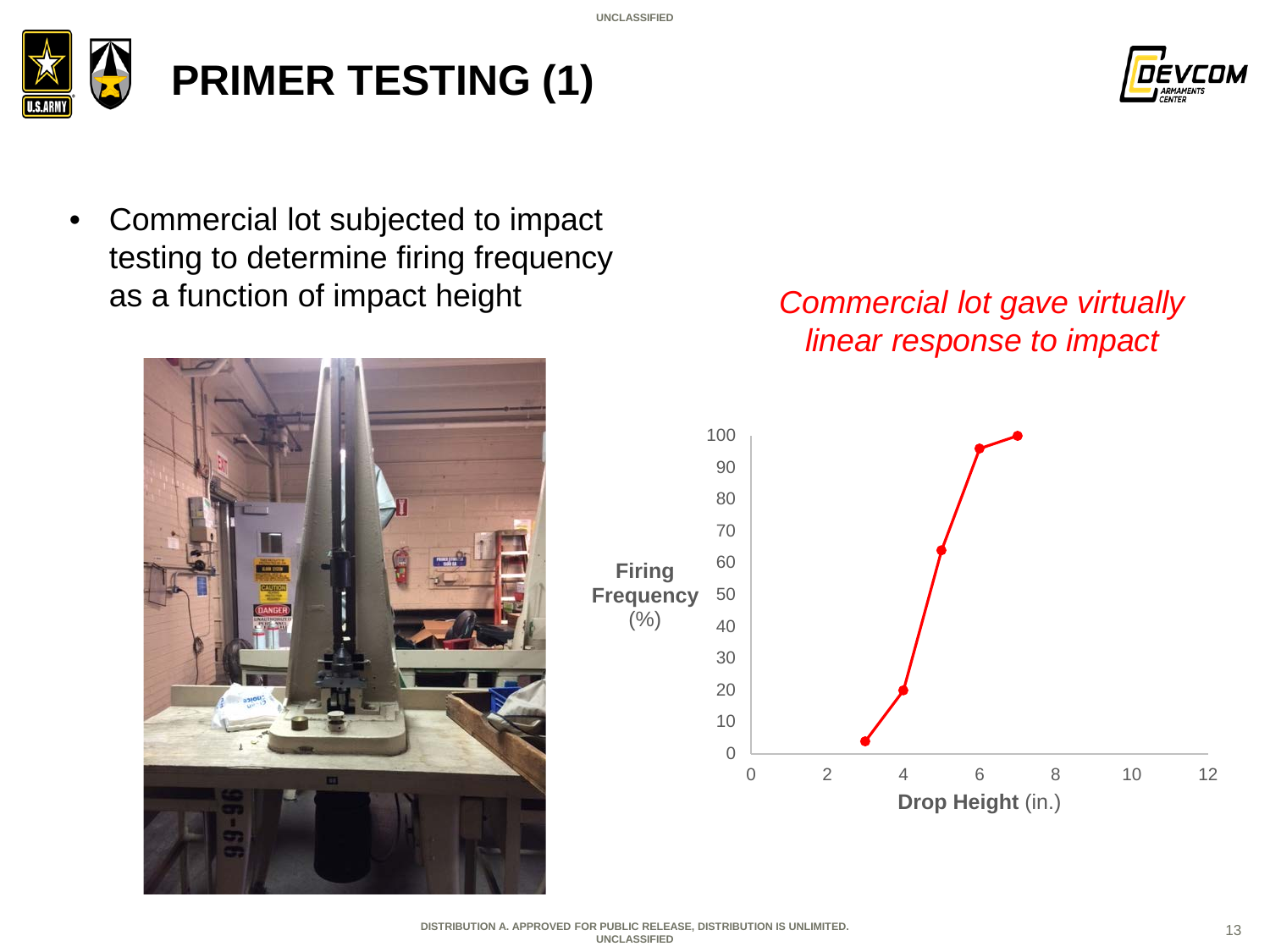# PRIMER TESTING (1)

- Commercial lot subjected to impact testing to determine firing frequency as a function of impact height

*Commercial lot gave virtually linear response to impact*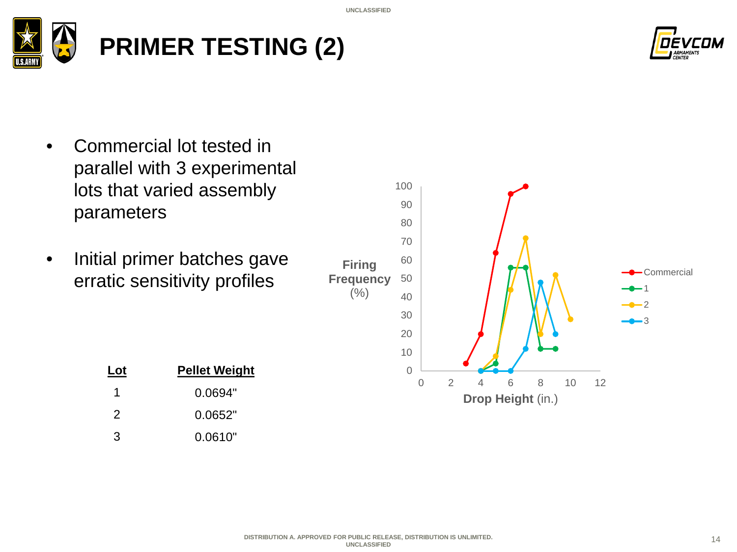# PRIMER TESTING (2)

- Commercial lot tested in parallel with 3 experimental lots that varied assembly parameters
- Initial primer batches gave erratic sensitivity profiles

| Lot | Pellet Weight |
|---|---|
| 1 | 0.0694" |
| 2 | 0.0652" |
| 3 | 0.0610" |

Firing Frequency (%)

Drop Height (in.)

Commercial

1

2

3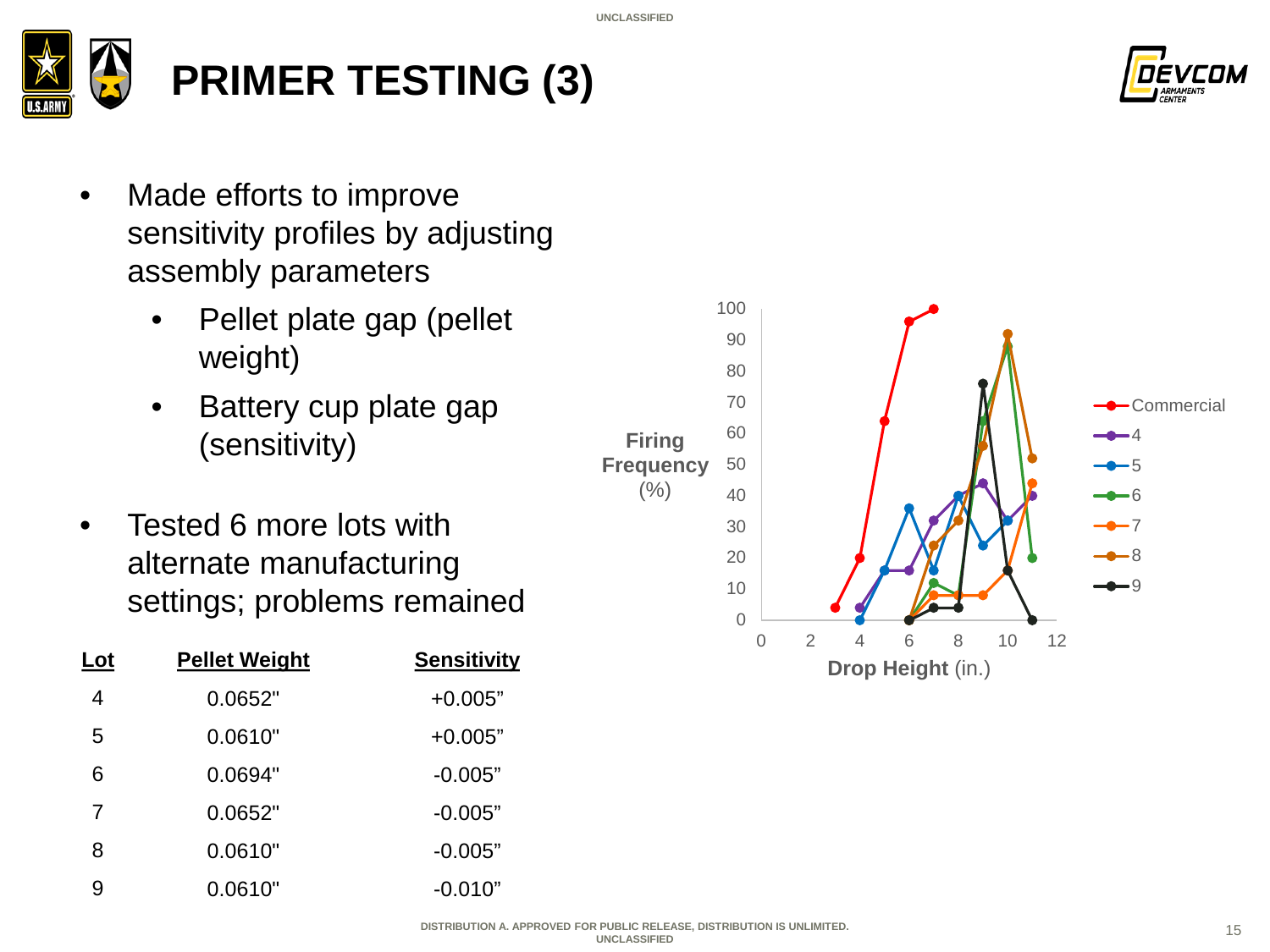# PRIMER TESTING (3)

- Made efforts to improve sensitivity profiles by adjusting assembly parameters
  - Pellet plate gap (pellet weight)
  - Battery cup plate gap (sensitivity)
- Tested 6 more lots with alternate manufacturing settings; problems remained

| Lot | Pellet Weight | Sensitivity |
|---|---|---|
| 4 | 0.0652" | +0.005” |
| 5 | 0.0610" | +0.005” |
| 6 | 0.0694" | -0.005” |
| 7 | 0.0652" | -0.005” |
| 8 | 0.0610" | -0.005” |
| 9 | 0.0610" | -0.010” |

Firing Frequency (%) vs. Drop Height (in.) — Commercial, 4, 5, 6, 7, 8, 9

DISTRIBUTION A. APPROVED FOR PUBLIC RELEASE, DISTRIBUTION IS UNLIMITED.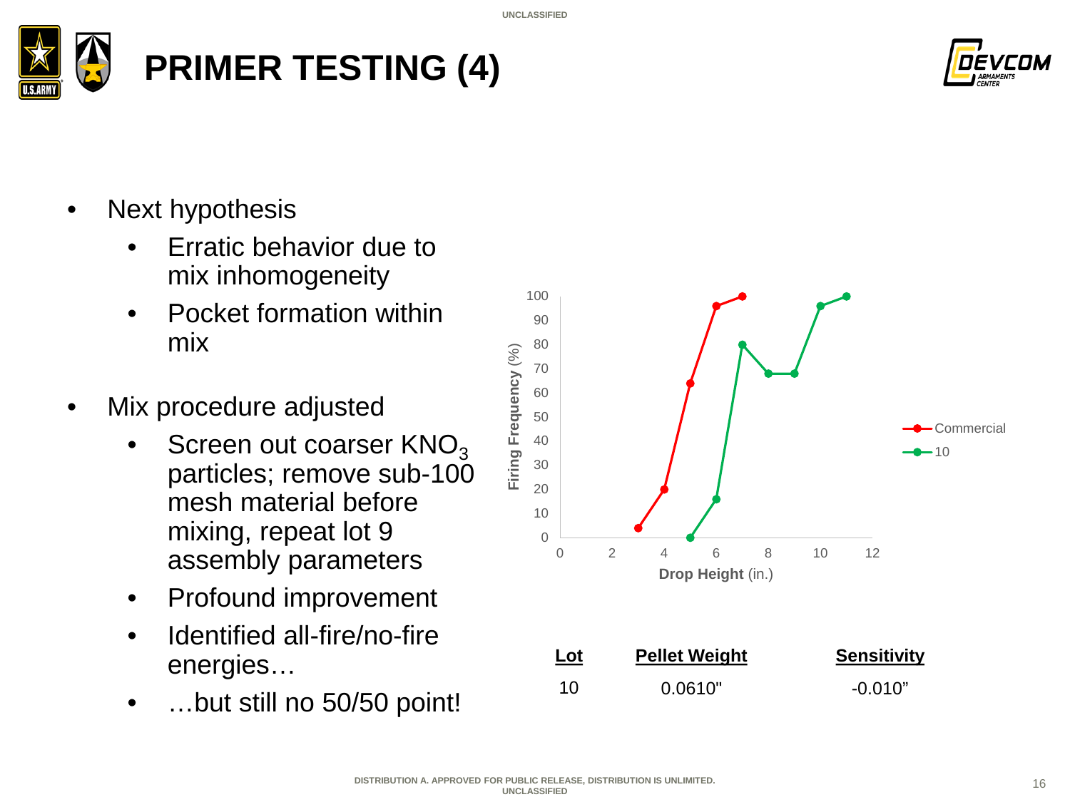# PRIMER TESTING (4)

- Next hypothesis
  - Erratic behavior due to mix inhomogeneity
  - Pocket formation within mix
- Mix procedure adjusted
  - Screen out coarser $KNO_3$ particles; remove sub-100 mesh material before mixing, repeat lot 9 assembly parameters
  - Profound improvement
  - Identified all-fire/no-fire energies…
  - …but still no 50/50 point!

| Lot | Pellet Weight | Sensitivity |
|---|---|---|
| 10 | 0.0610" | -0.010" |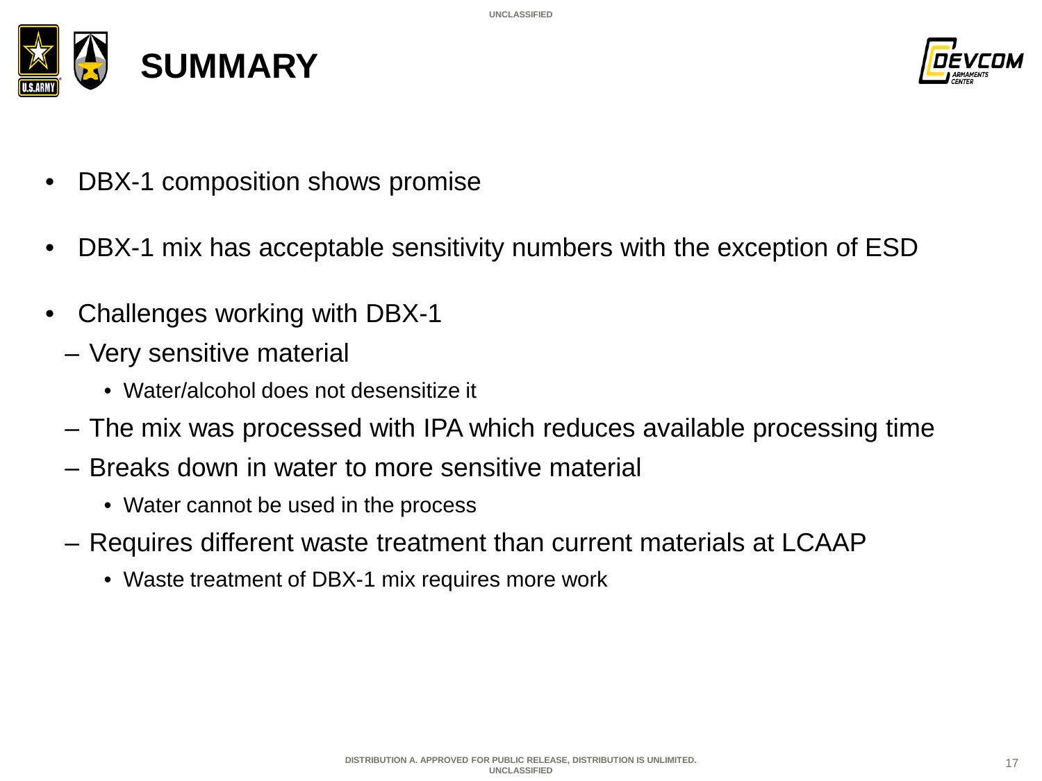# SUMMARY

- DBX-1 composition shows promise
- DBX-1 mix has acceptable sensitivity numbers with the exception of ESD
- Challenges working with DBX-1
  - Very sensitive material
    - Water/alcohol does not desensitize it
  - The mix was processed with IPA which reduces available processing time
  - Breaks down in water to more sensitive material
    - Water cannot be used in the process
  - Requires different waste treatment than current materials at LCAAP
    - Waste treatment of DBX-1 mix requires more work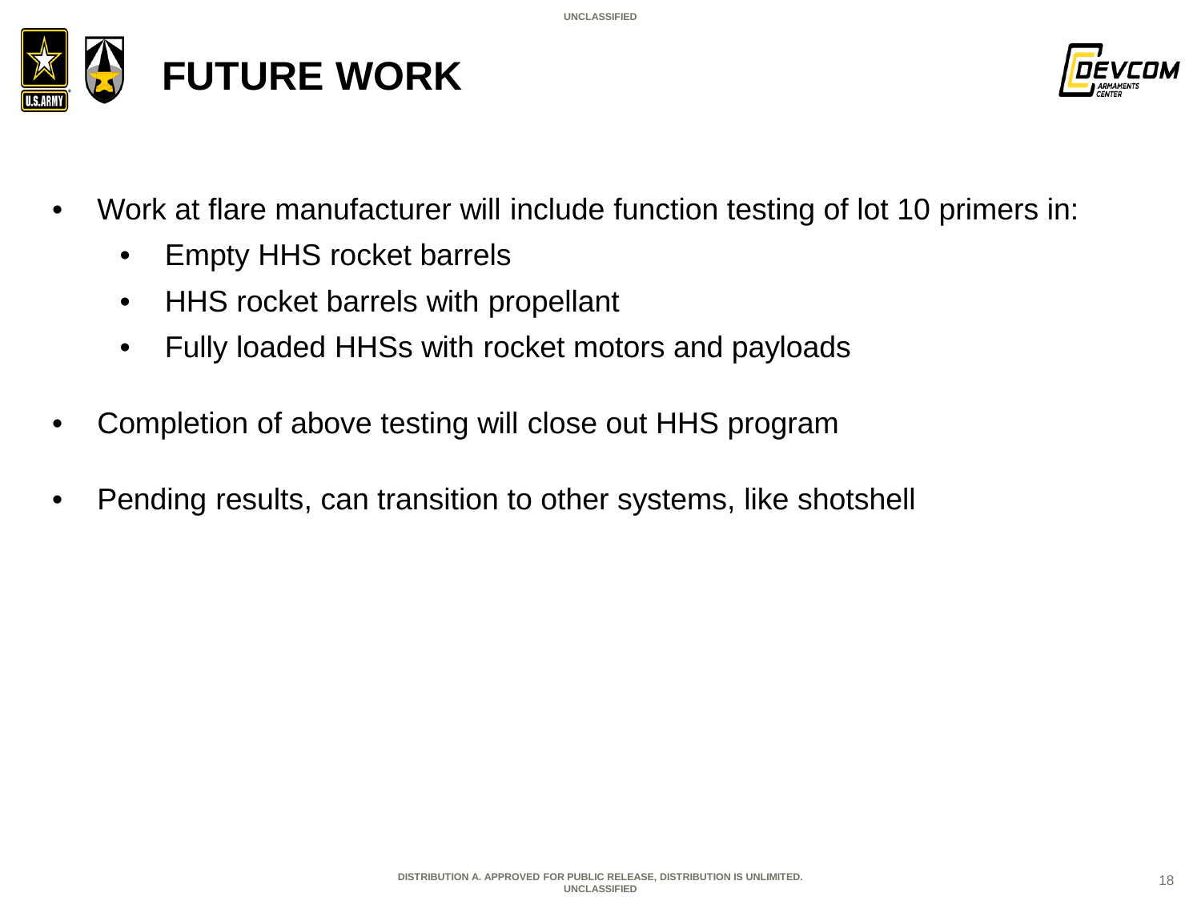# FUTURE WORK

- Work at flare manufacturer will include function testing of lot 10 primers in:
  - Empty HHS rocket barrels
  - HHS rocket barrels with propellant
  - Fully loaded HHSs with rocket motors and payloads

- Completion of above testing will close out HHS program

- Pending results, can transition to other systems, like shotshell